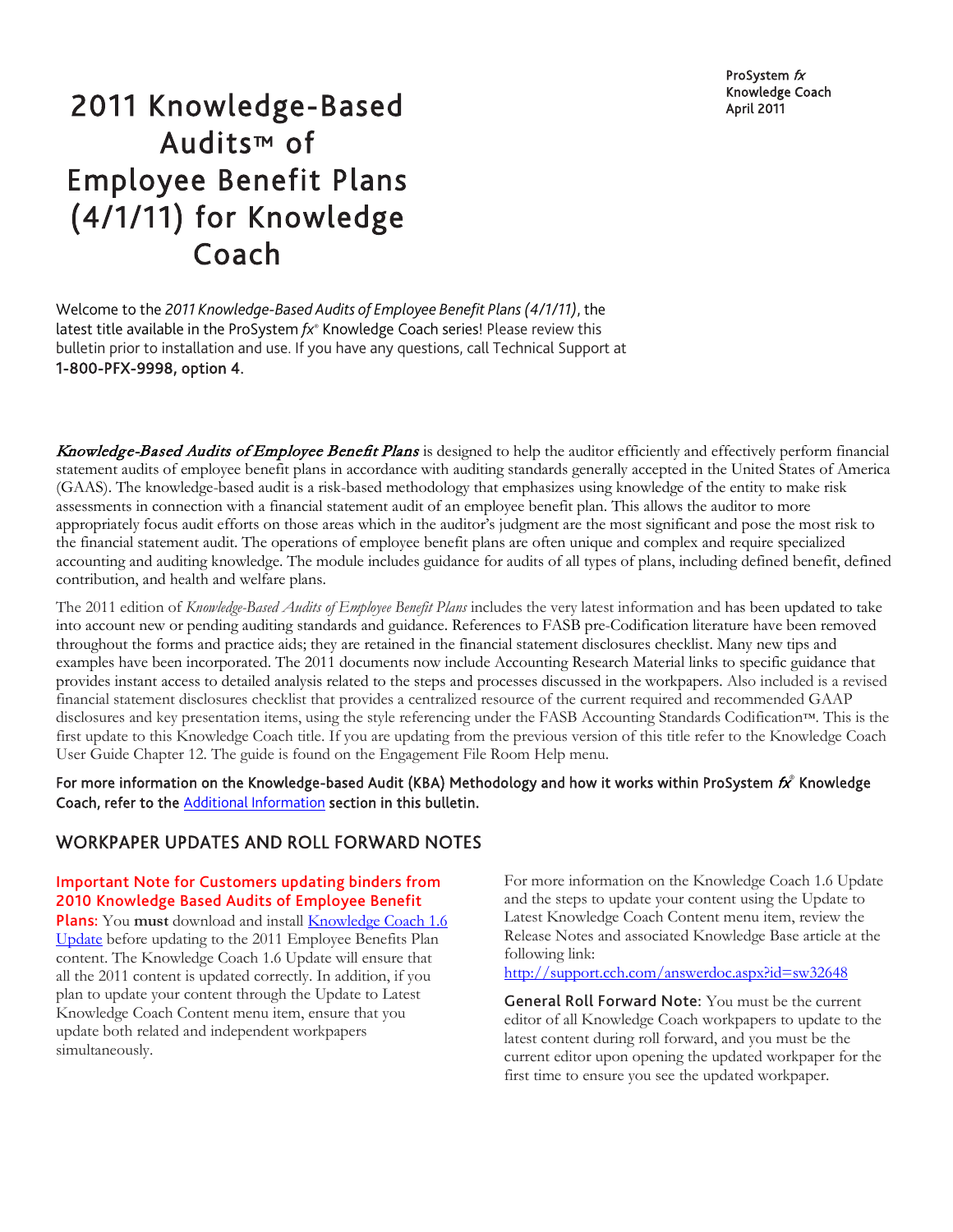ProSystem *fx*
Knowledge Coach
April 2011

# 2011 Knowledge-Based Audits™ of Employee Benefit Plans (4/1/11) for Knowledge Coach

Welcome to the *2011 Knowledge-Based Audits of Employee Benefit Plans (4/1/11)*, the latest title available in the ProSystem *fx*® Knowledge Coach series! Please review this bulletin prior to installation and use. If you have any questions, call Technical Support at **1-800-PFX-9998, option 4**.

*Knowledge-Based Audits of Employee Benefit Plans* is designed to help the auditor efficiently and effectively perform financial statement audits of employee benefit plans in accordance with auditing standards generally accepted in the United States of America (GAAS). The knowledge-based audit is a risk-based methodology that emphasizes using knowledge of the entity to make risk assessments in connection with a financial statement audit of an employee benefit plan. This allows the auditor to more appropriately focus audit efforts on those areas which in the auditor's judgment are the most significant and pose the most risk to the financial statement audit. The operations of employee benefit plans are often unique and complex and require specialized accounting and auditing knowledge. The module includes guidance for audits of all types of plans, including defined benefit, defined contribution, and health and welfare plans.

The 2011 edition of *Knowledge-Based Audits of Employee Benefit Plans* includes the very latest information and has been updated to take into account new or pending auditing standards and guidance. References to FASB pre-Codification literature have been removed throughout the forms and practice aids; they are retained in the financial statement disclosures checklist. Many new tips and examples have been incorporated. The 2011 documents now include Accounting Research Material links to specific guidance that provides instant access to detailed analysis related to the steps and processes discussed in the workpapers. Also included is a revised financial statement disclosures checklist that provides a centralized resource of the current required and recommended GAAP disclosures and key presentation items, using the style referencing under the FASB Accounting Standards Codification™. This is the first update to this Knowledge Coach title. If you are updating from the previous version of this title refer to the Knowledge Coach User Guide Chapter 12. The guide is found on the Engagement File Room Help menu.

**For more information on the Knowledge-based Audit (KBA) Methodology and how it works within ProSystem *fx*® Knowledge Coach, refer to the Additional Information section in this bulletin.**

## WORKPAPER UPDATES AND ROLL FORWARD NOTES

**Important Note for Customers updating binders from 2010 Knowledge Based Audits of Employee Benefit Plans:** You **must** download and install Knowledge Coach 1.6 Update before updating to the 2011 Employee Benefits Plan content. The Knowledge Coach 1.6 Update will ensure that all the 2011 content is updated correctly. In addition, if you plan to update your content through the Update to Latest Knowledge Coach Content menu item, ensure that you update both related and independent workpapers simultaneously.

For more information on the Knowledge Coach 1.6 Update and the steps to update your content using the Update to Latest Knowledge Coach Content menu item, review the Release Notes and associated Knowledge Base article at the following link:
http://support.cch.com/answerdoc.aspx?id=sw32648

**General Roll Forward Note:** You must be the current editor of all Knowledge Coach workpapers to update to the latest content during roll forward, and you must be the current editor upon opening the updated workpaper for the first time to ensure you see the updated workpaper.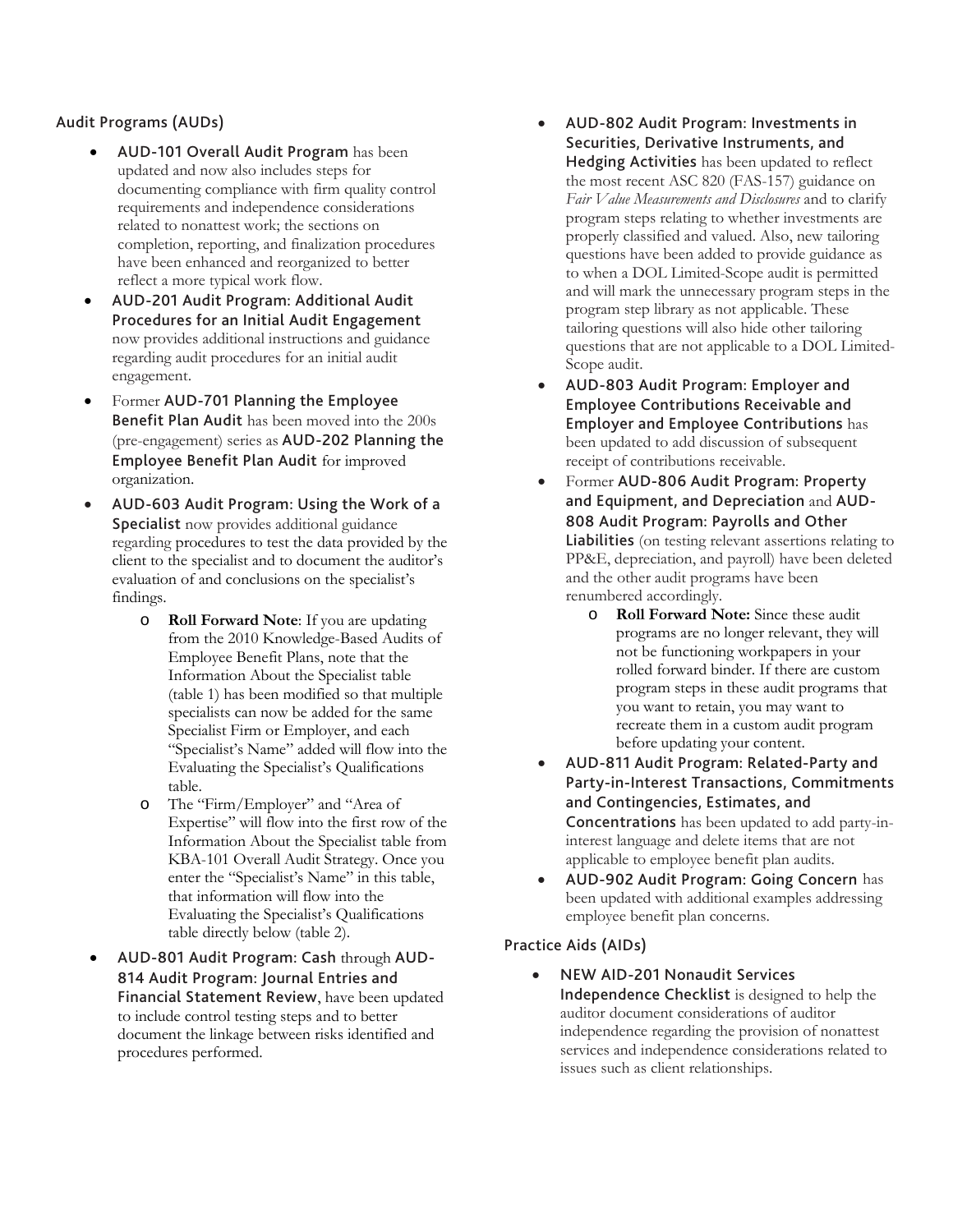### Audit Programs (AUDs)

- **AUD-101 Overall Audit Program** has been updated and now also includes steps for documenting compliance with firm quality control requirements and independence considerations related to nonattest work; the sections on completion, reporting, and finalization procedures have been enhanced and reorganized to better reflect a more typical work flow.
- **AUD-201 Audit Program: Additional Audit Procedures for an Initial Audit Engagement** now provides additional instructions and guidance regarding audit procedures for an initial audit engagement.
- Former **AUD-701 Planning the Employee Benefit Plan Audit** has been moved into the 200s (pre-engagement) series as **AUD-202 Planning the Employee Benefit Plan Audit** for improved organization.
- **AUD-603 Audit Program: Using the Work of a Specialist** now provides additional guidance regarding procedures to test the data provided by the client to the specialist and to document the auditor's evaluation of and conclusions on the specialist's findings.
  - **Roll Forward Note**: If you are updating from the 2010 Knowledge-Based Audits of Employee Benefit Plans, note that the Information About the Specialist table (table 1) has been modified so that multiple specialists can now be added for the same Specialist Firm or Employer, and each "Specialist's Name" added will flow into the Evaluating the Specialist's Qualifications table.
  - The "Firm/Employer" and "Area of Expertise" will flow into the first row of the Information About the Specialist table from KBA-101 Overall Audit Strategy. Once you enter the "Specialist's Name" in this table, that information will flow into the Evaluating the Specialist's Qualifications table directly below (table 2).
- **AUD-801 Audit Program: Cash** through **AUD-814 Audit Program: Journal Entries and Financial Statement Review**, have been updated to include control testing steps and to better document the linkage between risks identified and procedures performed.
- **AUD-802 Audit Program: Investments in Securities, Derivative Instruments, and Hedging Activities** has been updated to reflect the most recent ASC 820 (FAS-157) guidance on *Fair Value Measurements and Disclosures* and to clarify program steps relating to whether investments are properly classified and valued. Also, new tailoring questions have been added to provide guidance as to when a DOL Limited-Scope audit is permitted and will mark the unnecessary program steps in the program step library as not applicable. These tailoring questions will also hide other tailoring questions that are not applicable to a DOL Limited-Scope audit.
- **AUD-803 Audit Program: Employer and Employee Contributions Receivable and Employer and Employee Contributions** has been updated to add discussion of subsequent receipt of contributions receivable.
- Former **AUD-806 Audit Program: Property and Equipment, and Depreciation** and **AUD-808 Audit Program: Payrolls and Other Liabilities** (on testing relevant assertions relating to PP&E, depreciation, and payroll) have been deleted and the other audit programs have been renumbered accordingly.
  - **Roll Forward Note:** Since these audit programs are no longer relevant, they will not be functioning workpapers in your rolled forward binder. If there are custom program steps in these audit programs that you want to retain, you may want to recreate them in a custom audit program before updating your content.
- **AUD-811 Audit Program: Related-Party and Party-in-Interest Transactions, Commitments and Contingencies, Estimates, and Concentrations** has been updated to add party-in-interest language and delete items that are not applicable to employee benefit plan audits.
- **AUD-902 Audit Program: Going Concern** has been updated with additional examples addressing employee benefit plan concerns.

### Practice Aids (AIDs)

- **NEW AID-201 Nonaudit Services Independence Checklist** is designed to help the auditor document considerations of auditor independence regarding the provision of nonattest services and independence considerations related to issues such as client relationships.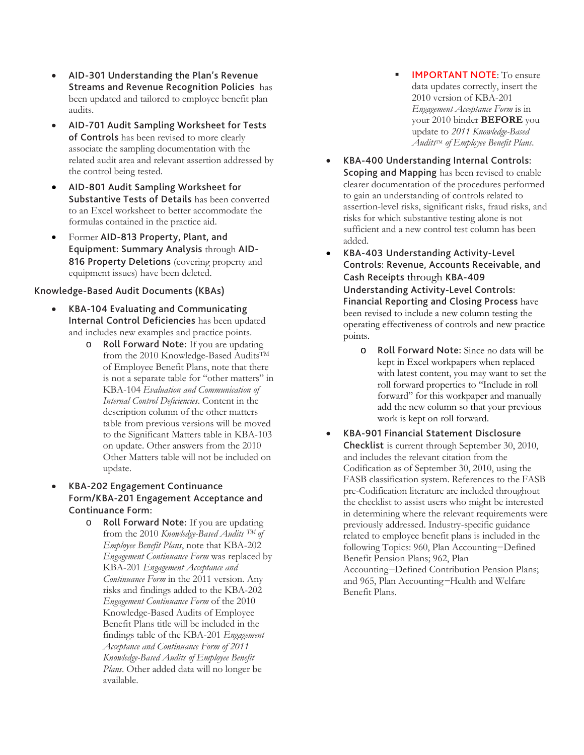- **AID-301 Understanding the Plan's Revenue Streams and Revenue Recognition Policies** has been updated and tailored to employee benefit plan audits.
- **AID-701 Audit Sampling Worksheet for Tests of Controls** has been revised to more clearly associate the sampling documentation with the related audit area and relevant assertion addressed by the control being tested.
- **AID-801 Audit Sampling Worksheet for Substantive Tests of Details** has been converted to an Excel worksheet to better accommodate the formulas contained in the practice aid.
- Former **AID-813 Property, Plant, and Equipment: Summary Analysis** through **AID-816 Property Deletions** (covering property and equipment issues) have been deleted.

### Knowledge-Based Audit Documents (KBAs)

- **KBA-104 Evaluating and Communicating Internal Control Deficiencies** has been updated and includes new examples and practice points.
  - **Roll Forward Note:** If you are updating from the 2010 Knowledge-Based Audits™ of Employee Benefit Plans, note that there is not a separate table for "other matters" in KBA-104 *Evaluation and Communication of Internal Control Deficiencies*. Content in the description column of the other matters table from previous versions will be moved to the Significant Matters table in KBA-103 on update. Other answers from the 2010 Other Matters table will not be included on update.
- **KBA-202 Engagement Continuance Form/KBA-201 Engagement Acceptance and Continuance Form:**
  - **Roll Forward Note:** If you are updating from the 2010 *Knowledge-Based Audits ™ of Employee Benefit Plans*, note that KBA-202 *Engagement Continuance Form* was replaced by KBA-201 *Engagement Acceptance and Continuance Form* in the 2011 version. Any risks and findings added to the KBA-202 *Engagement Continuance Form* of the 2010 Knowledge-Based Audits of Employee Benefit Plans title will be included in the findings table of the KBA-201 *Engagement Acceptance and Continuance Form of 2011 Knowledge-Based Audits of Employee Benefit Plans*. Other added data will no longer be available.
    - **IMPORTANT NOTE**: To ensure data updates correctly, insert the 2010 version of KBA-201 *Engagement Acceptance Form* is in your 2010 binder **BEFORE** you update to *2011 Knowledge-Based Audits™ of Employee Benefit Plans.*
- **KBA-400 Understanding Internal Controls: Scoping and Mapping** has been revised to enable clearer documentation of the procedures performed to gain an understanding of controls related to assertion-level risks, significant risks, fraud risks, and risks for which substantive testing alone is not sufficient and a new control test column has been added.
- **KBA-403 Understanding Activity-Level Controls: Revenue, Accounts Receivable, and Cash Receipts** through **KBA-409 Understanding Activity-Level Controls: Financial Reporting and Closing Process** have been revised to include a new column testing the operating effectiveness of controls and new practice points.
  - **Roll Forward Note:** Since no data will be kept in Excel workpapers when replaced with latest content, you may want to set the roll forward properties to "Include in roll forward" for this workpaper and manually add the new column so that your previous work is kept on roll forward.
- **KBA-901 Financial Statement Disclosure Checklist** is current through September 30, 2010, and includes the relevant citation from the Codification as of September 30, 2010, using the FASB classification system. References to the FASB pre-Codification literature are included throughout the checklist to assist users who might be interested in determining where the relevant requirements were previously addressed. Industry-specific guidance related to employee benefit plans is included in the following Topics: 960, Plan Accounting—Defined Benefit Pension Plans; 962, Plan Accounting—Defined Contribution Pension Plans; and 965, Plan Accounting—Health and Welfare Benefit Plans.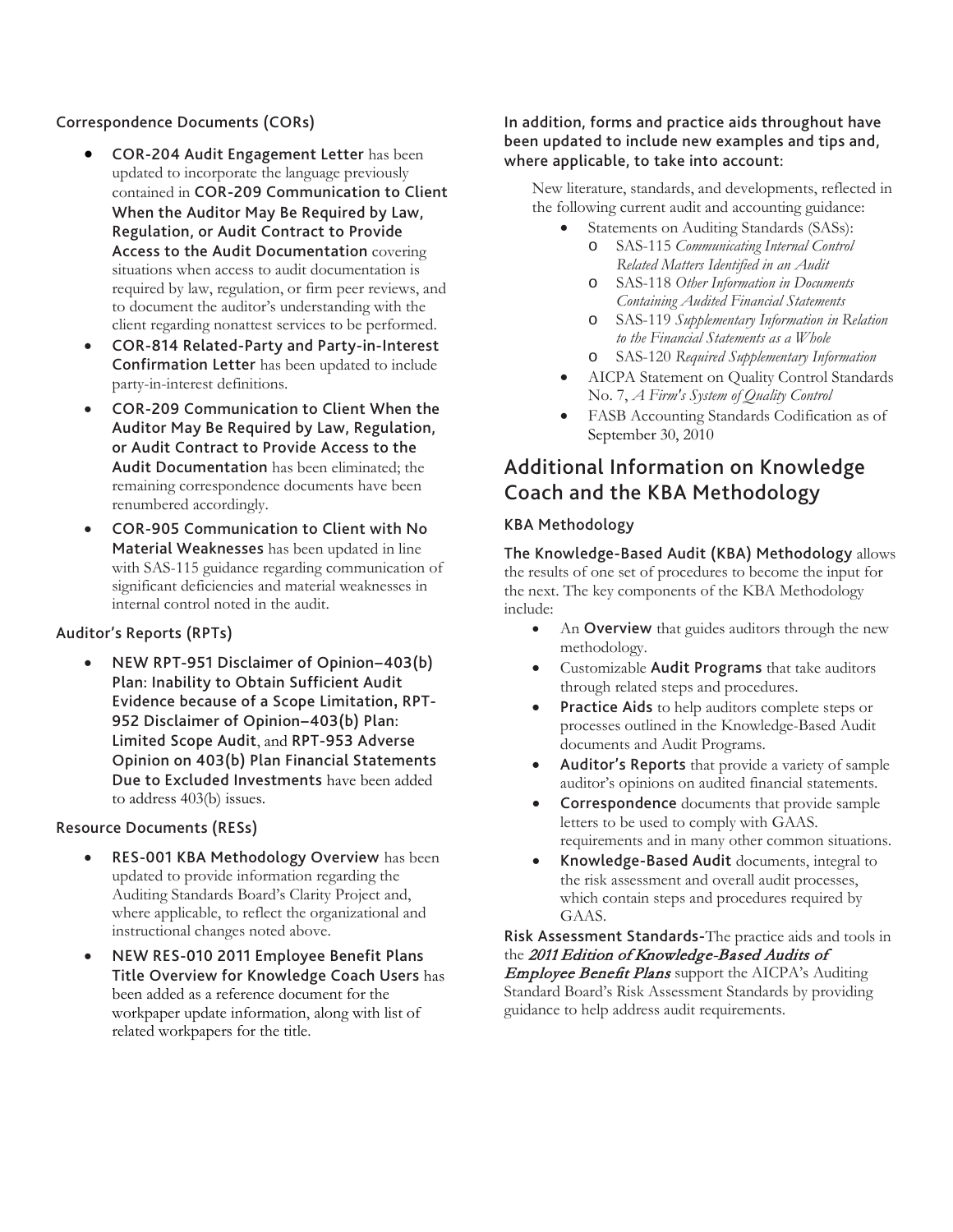### Correspondence Documents (CORs)

- **COR-204 Audit Engagement Letter** has been updated to incorporate the language previously contained in **COR-209 Communication to Client When the Auditor May Be Required by Law, Regulation, or Audit Contract to Provide Access to the Audit Documentation** covering situations when access to audit documentation is required by law, regulation, or firm peer reviews, and to document the auditor's understanding with the client regarding nonattest services to be performed.
- **COR-814 Related-Party and Party-in-Interest Confirmation Letter** has been updated to include party-in-interest definitions.
- **COR-209 Communication to Client When the Auditor May Be Required by Law, Regulation, or Audit Contract to Provide Access to the Audit Documentation** has been eliminated; the remaining correspondence documents have been renumbered accordingly.
- **COR-905 Communication to Client with No Material Weaknesses** has been updated in line with SAS-115 guidance regarding communication of significant deficiencies and material weaknesses in internal control noted in the audit.

### Auditor's Reports (RPTs)

- **NEW RPT-951 Disclaimer of Opinion–403(b) Plan: Inability to Obtain Sufficient Audit Evidence because of a Scope Limitation, RPT-952 Disclaimer of Opinion–403(b) Plan: Limited Scope Audit**, and **RPT-953 Adverse Opinion on 403(b) Plan Financial Statements Due to Excluded Investments** have been added to address 403(b) issues.

### Resource Documents (RESs)

- **RES-001 KBA Methodology Overview** has been updated to provide information regarding the Auditing Standards Board's Clarity Project and, where applicable, to reflect the organizational and instructional changes noted above.
- **NEW RES-010 2011 Employee Benefit Plans Title Overview for Knowledge Coach Users** has been added as a reference document for the workpaper update information, along with list of related workpapers for the title.

**In addition, forms and practice aids throughout have been updated to include new examples and tips and, where applicable, to take into account:**

New literature, standards, and developments, reflected in the following current audit and accounting guidance:

- Statements on Auditing Standards (SASs):
  - SAS-115 *Communicating Internal Control Related Matters Identified in an Audit*
  - SAS-118 *Other Information in Documents Containing Audited Financial Statements*
  - SAS-119 *Supplementary Information in Relation to the Financial Statements as a Whole*
  - SAS-120 *Required Supplementary Information*
- AICPA Statement on Quality Control Standards No. 7, *A Firm's System of Quality Control*
- FASB Accounting Standards Codification as of September 30, 2010

## Additional Information on Knowledge Coach and the KBA Methodology

### KBA Methodology

**The Knowledge-Based Audit (KBA) Methodology** allows the results of one set of procedures to become the input for the next. The key components of the KBA Methodology include:

- An **Overview** that guides auditors through the new methodology.
- Customizable **Audit Programs** that take auditors through related steps and procedures.
- **Practice Aids** to help auditors complete steps or processes outlined in the Knowledge-Based Audit documents and Audit Programs.
- **Auditor's Reports** that provide a variety of sample auditor's opinions on audited financial statements.
- **Correspondence** documents that provide sample letters to be used to comply with GAAS. requirements and in many other common situations.
- **Knowledge-Based Audit** documents, integral to the risk assessment and overall audit processes, which contain steps and procedures required by GAAS.

**Risk Assessment Standards-**The practice aids and tools in the ***2011 Edition of Knowledge-Based Audits of Employee Benefit Plans*** support the AICPA's Auditing Standard Board's Risk Assessment Standards by providing guidance to help address audit requirements.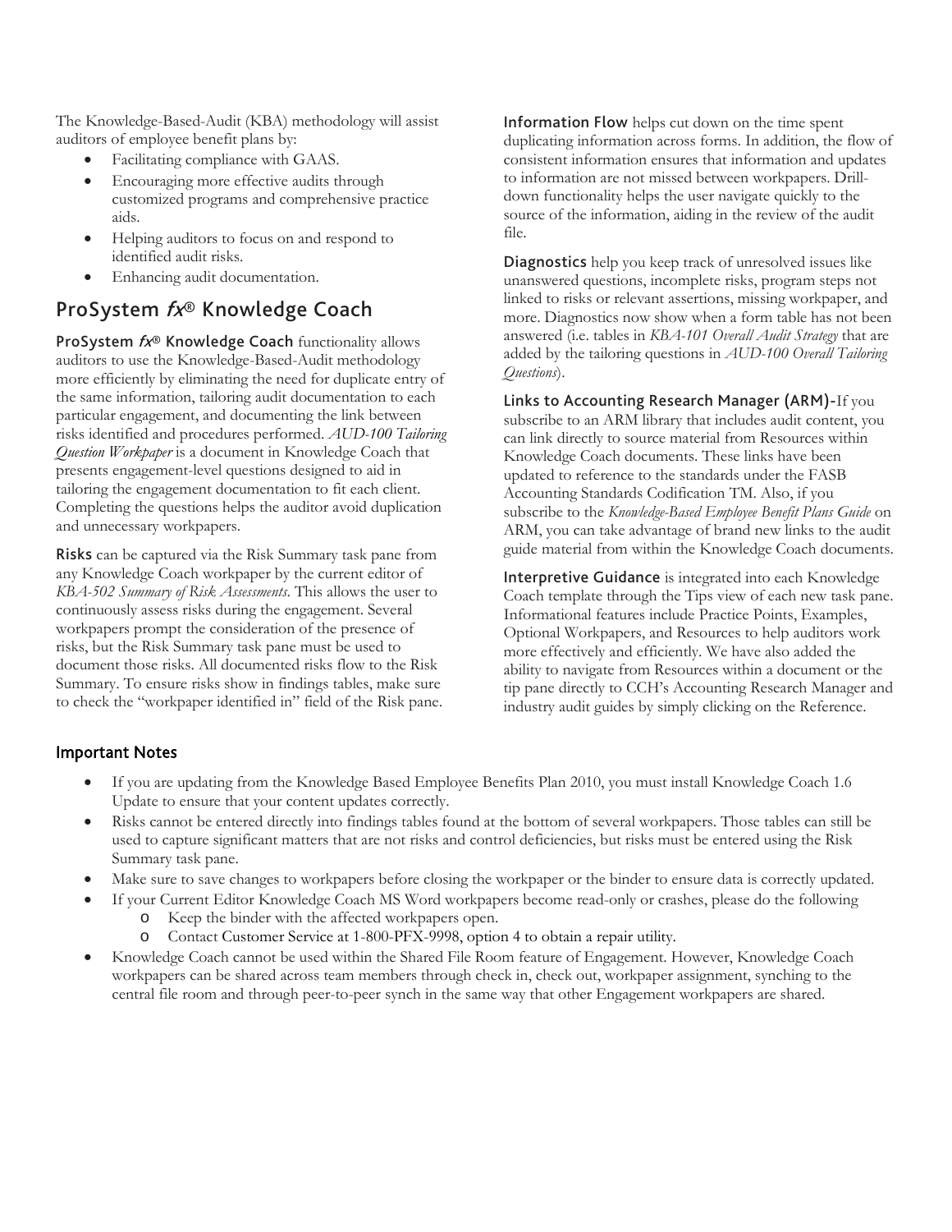The Knowledge-Based-Audit (KBA) methodology will assist auditors of employee benefit plans by:

- Facilitating compliance with GAAS.
- Encouraging more effective audits through customized programs and comprehensive practice aids.
- Helping auditors to focus on and respond to identified audit risks.
- Enhancing audit documentation.

## ProSystem *fx*® Knowledge Coach

**ProSystem *fx*® Knowledge Coach** functionality allows auditors to use the Knowledge-Based-Audit methodology more efficiently by eliminating the need for duplicate entry of the same information, tailoring audit documentation to each particular engagement, and documenting the link between risks identified and procedures performed. *AUD-100 Tailoring Question Workpaper* is a document in Knowledge Coach that presents engagement-level questions designed to aid in tailoring the engagement documentation to fit each client. Completing the questions helps the auditor avoid duplication and unnecessary workpapers.

**Risks** can be captured via the Risk Summary task pane from any Knowledge Coach workpaper by the current editor of *KBA-502 Summary of Risk Assessments*. This allows the user to continuously assess risks during the engagement. Several workpapers prompt the consideration of the presence of risks, but the Risk Summary task pane must be used to document those risks. All documented risks flow to the Risk Summary. To ensure risks show in findings tables, make sure to check the "workpaper identified in" field of the Risk pane.

**Information Flow** helps cut down on the time spent duplicating information across forms. In addition, the flow of consistent information ensures that information and updates to information are not missed between workpapers. Drill-down functionality helps the user navigate quickly to the source of the information, aiding in the review of the audit file.

**Diagnostics** help you keep track of unresolved issues like unanswered questions, incomplete risks, program steps not linked to risks or relevant assertions, missing workpaper, and more. Diagnostics now show when a form table has not been answered (i.e. tables in *KBA-101 Overall Audit Strategy* that are added by the tailoring questions in *AUD-100 Overall Tailoring Questions*).

**Links to Accounting Research Manager (ARM)-**If you subscribe to an ARM library that includes audit content, you can link directly to source material from Resources within Knowledge Coach documents. These links have been updated to reference to the standards under the FASB Accounting Standards Codification TM. Also, if you subscribe to the *Knowledge-Based Employee Benefit Plans Guide* on ARM, you can take advantage of brand new links to the audit guide material from within the Knowledge Coach documents.

**Interpretive Guidance** is integrated into each Knowledge Coach template through the Tips view of each new task pane. Informational features include Practice Points, Examples, Optional Workpapers, and Resources to help auditors work more effectively and efficiently. We have also added the ability to navigate from Resources within a document or the tip pane directly to CCH's Accounting Research Manager and industry audit guides by simply clicking on the Reference.

### Important Notes

- If you are updating from the Knowledge Based Employee Benefits Plan 2010, you must install Knowledge Coach 1.6 Update to ensure that your content updates correctly.
- Risks cannot be entered directly into findings tables found at the bottom of several workpapers. Those tables can still be used to capture significant matters that are not risks and control deficiencies, but risks must be entered using the Risk Summary task pane.
- Make sure to save changes to workpapers before closing the workpaper or the binder to ensure data is correctly updated.
- If your Current Editor Knowledge Coach MS Word workpapers become read-only or crashes, please do the following
    - Keep the binder with the affected workpapers open.
    - Contact Customer Service at 1-800-PFX-9998, option 4 to obtain a repair utility.
- Knowledge Coach cannot be used within the Shared File Room feature of Engagement. However, Knowledge Coach workpapers can be shared across team members through check in, check out, workpaper assignment, synching to the central file room and through peer-to-peer synch in the same way that other Engagement workpapers are shared.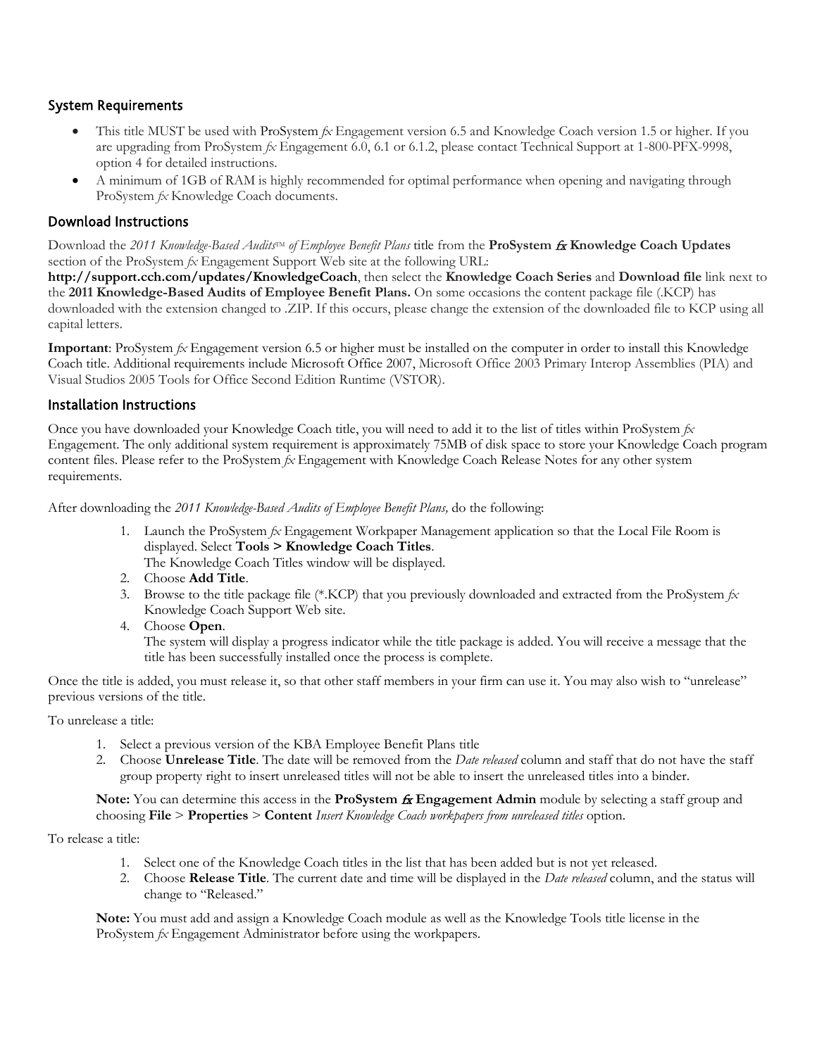## System Requirements

- This title MUST be used with ProSystem *fx* Engagement version 6.5 and Knowledge Coach version 1.5 or higher. If you are upgrading from ProSystem *fx* Engagement 6.0, 6.1 or 6.1.2, please contact Technical Support at 1-800-PFX-9998, option 4 for detailed instructions.
- A minimum of 1GB of RAM is highly recommended for optimal performance when opening and navigating through ProSystem *fx* Knowledge Coach documents.

## Download Instructions

Download the *2011 Knowledge-Based Audits™ of Employee Benefit Plans* title from the **ProSystem *fx* Knowledge Coach Updates** section of the ProSystem *fx* Engagement Support Web site at the following URL: **http://support.cch.com/updates/KnowledgeCoach**, then select the **Knowledge Coach Series** and **Download file** link next to the **2011 Knowledge-Based Audits of Employee Benefit Plans.** On some occasions the content package file (.KCP) has downloaded with the extension changed to .ZIP. If this occurs, please change the extension of the downloaded file to KCP using all capital letters.

**Important**: ProSystem *fx* Engagement version 6.5 or higher must be installed on the computer in order to install this Knowledge Coach title. Additional requirements include Microsoft Office 2007, Microsoft Office 2003 Primary Interop Assemblies (PIA) and Visual Studios 2005 Tools for Office Second Edition Runtime (VSTOR).

## Installation Instructions

Once you have downloaded your Knowledge Coach title, you will need to add it to the list of titles within ProSystem *fx* Engagement. The only additional system requirement is approximately 75MB of disk space to store your Knowledge Coach program content files. Please refer to the ProSystem *fx* Engagement with Knowledge Coach Release Notes for any other system requirements.

After downloading the *2011 Knowledge-Based Audits of Employee Benefit Plans,* do the following:

1. Launch the ProSystem *fx* Engagement Workpaper Management application so that the Local File Room is displayed. Select **Tools > Knowledge Coach Titles**.
   The Knowledge Coach Titles window will be displayed.
2. Choose **Add Title**.
3. Browse to the title package file (*.KCP) that you previously downloaded and extracted from the ProSystem *fx* Knowledge Coach Support Web site.
4. Choose **Open**.
   The system will display a progress indicator while the title package is added. You will receive a message that the title has been successfully installed once the process is complete.

Once the title is added, you must release it, so that other staff members in your firm can use it. You may also wish to "unrelease" previous versions of the title.

To unrelease a title:

1. Select a previous version of the KBA Employee Benefit Plans title
2. Choose **Unrelease Title**. The date will be removed from the *Date released* column and staff that do not have the staff group property right to insert unreleased titles will not be able to insert the unreleased titles into a binder.

**Note:** You can determine this access in the **ProSystem *fx* Engagement Admin** module by selecting a staff group and choosing **File** > **Properties** > **Content** *Insert Knowledge Coach workpapers from unreleased titles* option.

To release a title:

1. Select one of the Knowledge Coach titles in the list that has been added but is not yet released.
2. Choose **Release Title**. The current date and time will be displayed in the *Date released* column, and the status will change to "Released."

**Note:** You must add and assign a Knowledge Coach module as well as the Knowledge Tools title license in the ProSystem *fx* Engagement Administrator before using the workpapers.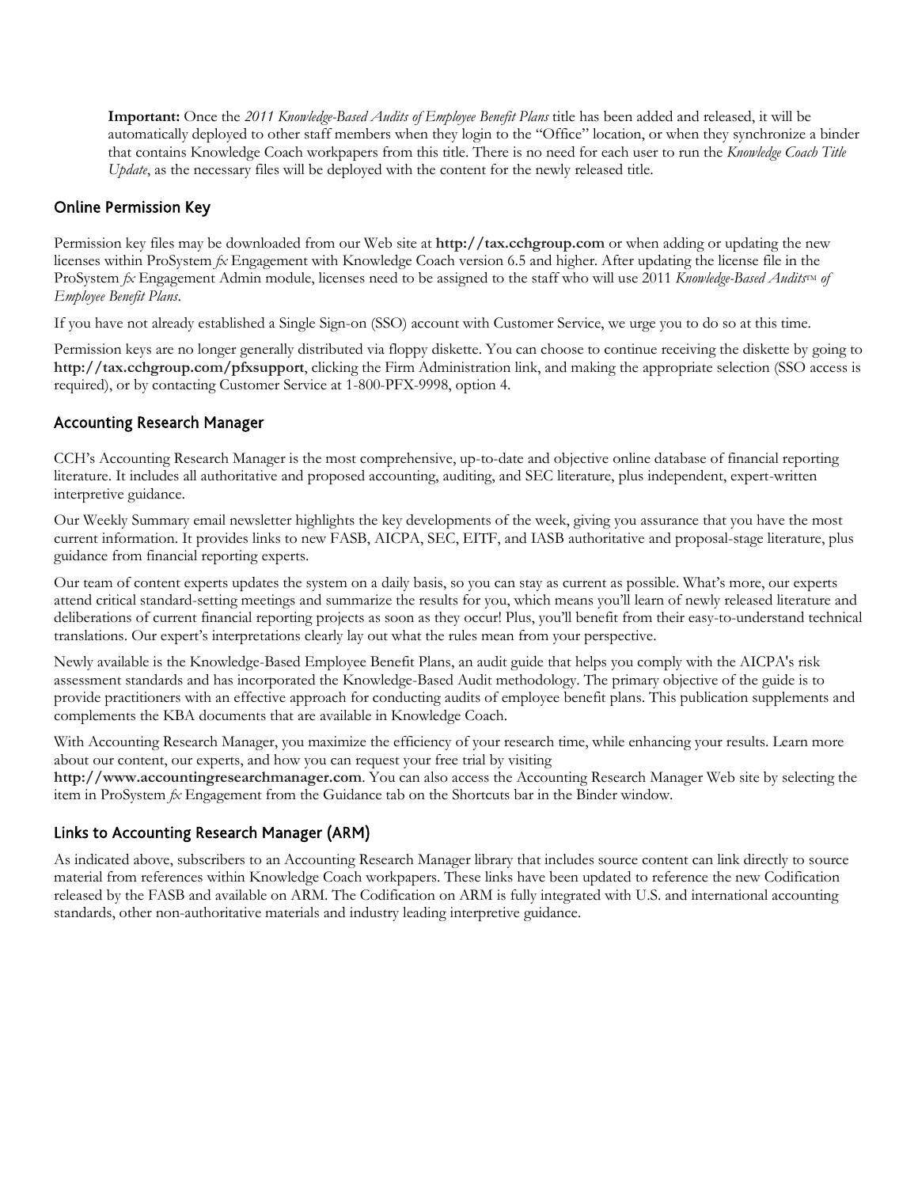**Important:** Once the *2011 Knowledge-Based Audits of Employee Benefit Plans* title has been added and released, it will be automatically deployed to other staff members when they login to the "Office" location, or when they synchronize a binder that contains Knowledge Coach workpapers from this title. There is no need for each user to run the *Knowledge Coach Title Update*, as the necessary files will be deployed with the content for the newly released title.

## Online Permission Key

Permission key files may be downloaded from our Web site at **http://tax.cchgroup.com** or when adding or updating the new licenses within ProSystem *fx* Engagement with Knowledge Coach version 6.5 and higher. After updating the license file in the ProSystem *fx* Engagement Admin module, licenses need to be assigned to the staff who will use 2011 *Knowledge-Based Audits™ of Employee Benefit Plans*.

If you have not already established a Single Sign-on (SSO) account with Customer Service, we urge you to do so at this time.

Permission keys are no longer generally distributed via floppy diskette. You can choose to continue receiving the diskette by going to **http://tax.cchgroup.com/pfxsupport**, clicking the Firm Administration link, and making the appropriate selection (SSO access is required), or by contacting Customer Service at 1-800-PFX-9998, option 4.

## Accounting Research Manager

CCH's Accounting Research Manager is the most comprehensive, up-to-date and objective online database of financial reporting literature. It includes all authoritative and proposed accounting, auditing, and SEC literature, plus independent, expert-written interpretive guidance.

Our Weekly Summary email newsletter highlights the key developments of the week, giving you assurance that you have the most current information. It provides links to new FASB, AICPA, SEC, EITF, and IASB authoritative and proposal-stage literature, plus guidance from financial reporting experts.

Our team of content experts updates the system on a daily basis, so you can stay as current as possible. What's more, our experts attend critical standard-setting meetings and summarize the results for you, which means you'll learn of newly released literature and deliberations of current financial reporting projects as soon as they occur! Plus, you'll benefit from their easy-to-understand technical translations. Our expert's interpretations clearly lay out what the rules mean from your perspective.

Newly available is the Knowledge-Based Employee Benefit Plans, an audit guide that helps you comply with the AICPA's risk assessment standards and has incorporated the Knowledge-Based Audit methodology. The primary objective of the guide is to provide practitioners with an effective approach for conducting audits of employee benefit plans. This publication supplements and complements the KBA documents that are available in Knowledge Coach.

With Accounting Research Manager, you maximize the efficiency of your research time, while enhancing your results. Learn more about our content, our experts, and how you can request your free trial by visiting **http://www.accountingresearchmanager.com**. You can also access the Accounting Research Manager Web site by selecting the item in ProSystem *fx* Engagement from the Guidance tab on the Shortcuts bar in the Binder window.

## Links to Accounting Research Manager (ARM)

As indicated above, subscribers to an Accounting Research Manager library that includes source content can link directly to source material from references within Knowledge Coach workpapers. These links have been updated to reference the new Codification released by the FASB and available on ARM. The Codification on ARM is fully integrated with U.S. and international accounting standards, other non-authoritative materials and industry leading interpretive guidance.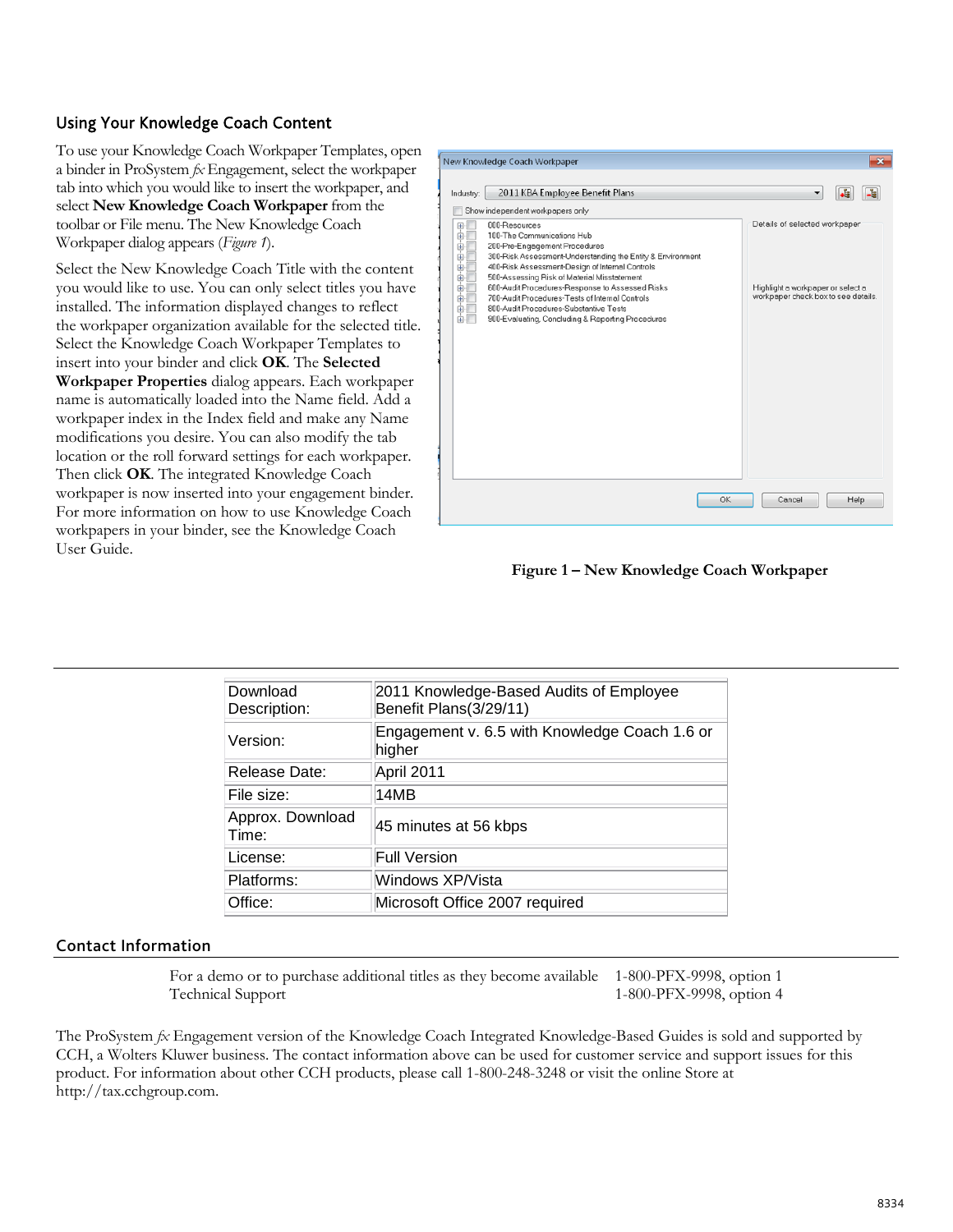## Using Your Knowledge Coach Content

To use your Knowledge Coach Workpaper Templates, open a binder in ProSystem *fx* Engagement, select the workpaper tab into which you would like to insert the workpaper, and select **New Knowledge Coach Workpaper** from the toolbar or File menu. The New Knowledge Coach Workpaper dialog appears (*Figure 1*).

Select the New Knowledge Coach Title with the content you would like to use. You can only select titles you have installed. The information displayed changes to reflect the workpaper organization available for the selected title. Select the Knowledge Coach Workpaper Templates to insert into your binder and click **OK**. The **Selected Workpaper Properties** dialog appears. Each workpaper name is automatically loaded into the Name field. Add a workpaper index in the Index field and make any Name modifications you desire. You can also modify the tab location or the roll forward settings for each workpaper. Then click **OK**. The integrated Knowledge Coach workpaper is now inserted into your engagement binder. For more information on how to use Knowledge Coach workpapers in your binder, see the Knowledge Coach User Guide.

New Knowledge Coach Workpaper

Industry: 2011 KBA Employee Benefit Plans

Show independent workpapers only

000-Resources
100-The Communications Hub
200-Pre-Engagement Procedures
300-Risk Assessment-Understanding the Entity & Environment
400-Risk Assessment-Design of Internal Controls
500-Assessing Risk of Material Misstatement
600-Audit Procedures-Response to Assessed Risks
700-Audit Procedures-Tests of Internal Controls
800-Audit Procedures-Substantive Tests
900-Evaluating, Concluding & Reporting Procedures

Details of selected workpaper

Highlight a workpaper or select a workpaper check box to see details.

OK Cancel Help

**Figure 1 – New Knowledge Coach Workpaper**

| | |
|---|---|
| Download Description: | 2011 Knowledge-Based Audits of Employee Benefit Plans(3/29/11) |
| Version: | Engagement v. 6.5 with Knowledge Coach 1.6 or higher |
| Release Date: | April 2011 |
| File size: | 14MB |
| Approx. Download Time: | 45 minutes at 56 kbps |
| License: | Full Version |
| Platforms: | Windows XP/Vista |
| Office: | Microsoft Office 2007 required |

## Contact Information

| | |
|---|---|
| For a demo or to purchase additional titles as they become available | 1-800-PFX-9998, option 1 |
| Technical Support | 1-800-PFX-9998, option 4 |

The ProSystem *fx* Engagement version of the Knowledge Coach Integrated Knowledge-Based Guides is sold and supported by CCH, a Wolters Kluwer business. The contact information above can be used for customer service and support issues for this product. For information about other CCH products, please call 1-800-248-3248 or visit the online Store at http://tax.cchgroup.com.

8334